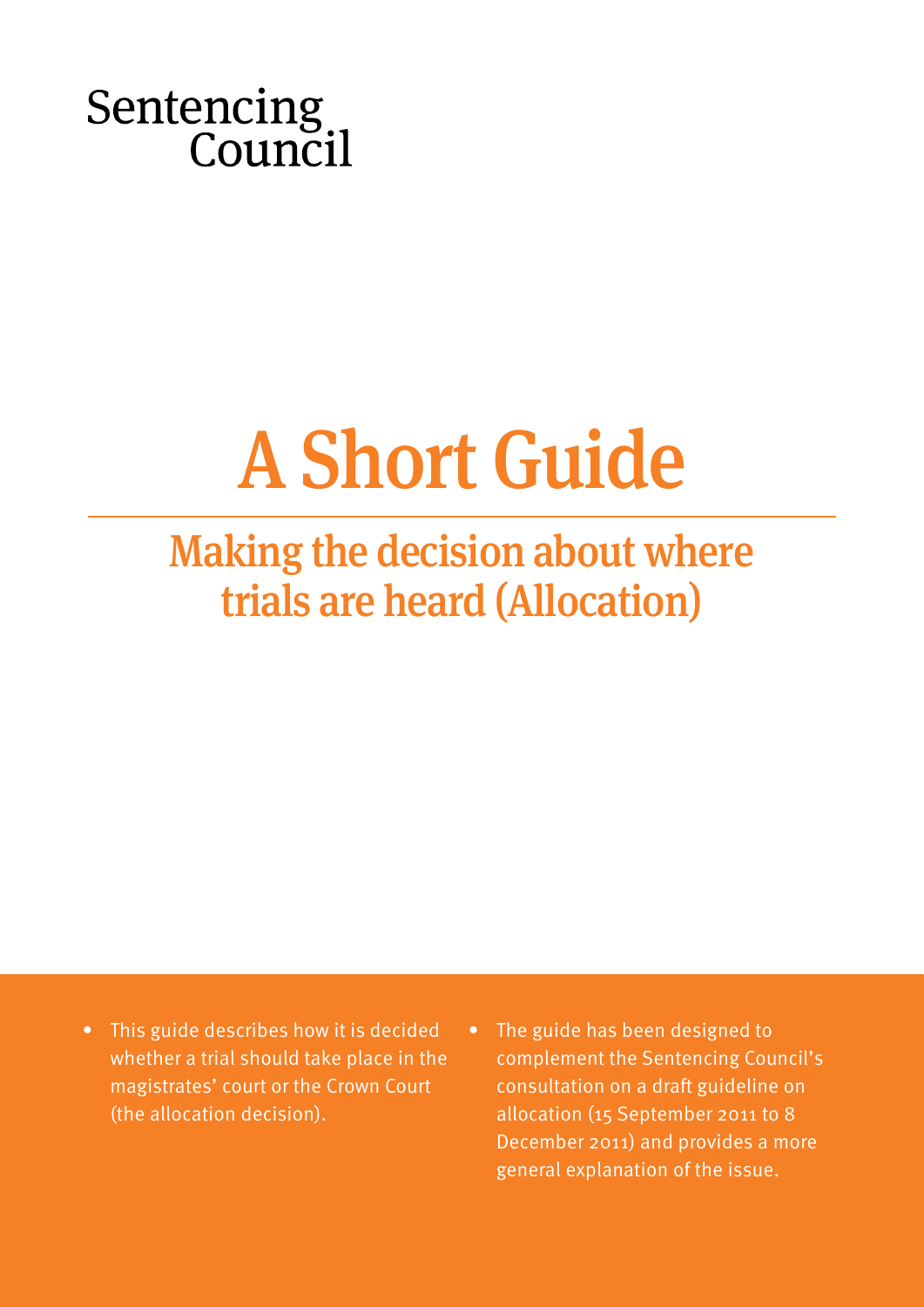Sentencing Council

# A Short Guide

## Making the decision about where trials are heard (Allocation)

- This guide describes how it is decided whether a trial should take place in the magistrates' court or the Crown Court (the allocation decision).
- The guide has been designed to complement the Sentencing Council's consultation on a draft guideline on allocation (15 September 2011 to 8 December 2011) and provides a more general explanation of the issue.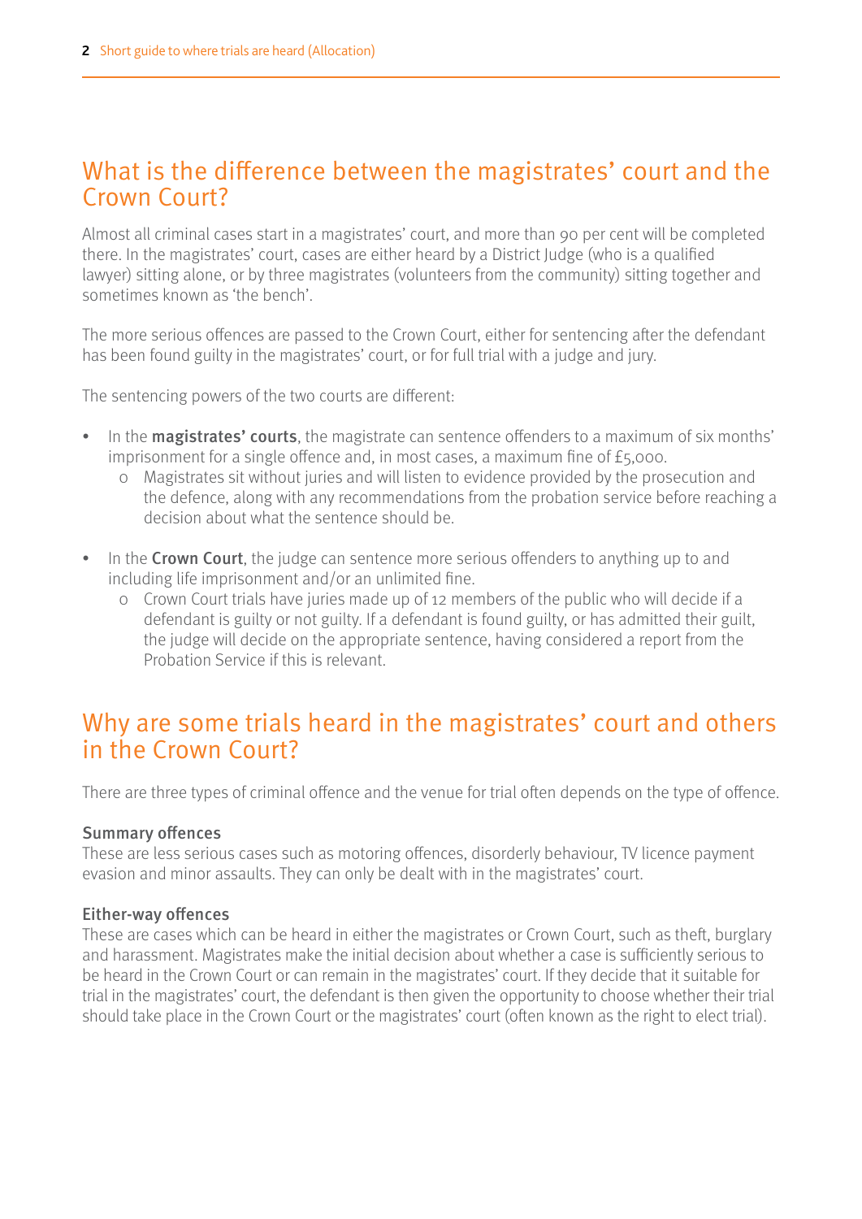## What is the difference between the magistrates' court and the Crown Court?

Almost all criminal cases start in a magistrates' court, and more than 90 per cent will be completed there. In the magistrates' court, cases are either heard by a District Judge (who is a qualified lawyer) sitting alone, or by three magistrates (volunteers from the community) sitting together and sometimes known as 'the bench'.

The more serious offences are passed to the Crown Court, either for sentencing after the defendant has been found guilty in the magistrates' court, or for full trial with a judge and jury.

The sentencing powers of the two courts are different:

- In the **magistrates' courts**, the magistrate can sentence offenders to a maximum of six months' imprisonment for a single offence and, in most cases, a maximum fine of £5,000.
    - Magistrates sit without juries and will listen to evidence provided by the prosecution and the defence, along with any recommendations from the probation service before reaching a decision about what the sentence should be.

- In the **Crown Court**, the judge can sentence more serious offenders to anything up to and including life imprisonment and/or an unlimited fine.
    - Crown Court trials have juries made up of 12 members of the public who will decide if a defendant is guilty or not guilty. If a defendant is found guilty, or has admitted their guilt, the judge will decide on the appropriate sentence, having considered a report from the Probation Service if this is relevant.

## Why are some trials heard in the magistrates' court and others in the Crown Court?

There are three types of criminal offence and the venue for trial often depends on the type of offence.

### Summary offences

These are less serious cases such as motoring offences, disorderly behaviour, TV licence payment evasion and minor assaults. They can only be dealt with in the magistrates' court.

### Either-way offences

These are cases which can be heard in either the magistrates or Crown Court, such as theft, burglary and harassment. Magistrates make the initial decision about whether a case is sufficiently serious to be heard in the Crown Court or can remain in the magistrates' court. If they decide that it suitable for trial in the magistrates' court, the defendant is then given the opportunity to choose whether their trial should take place in the Crown Court or the magistrates' court (often known as the right to elect trial).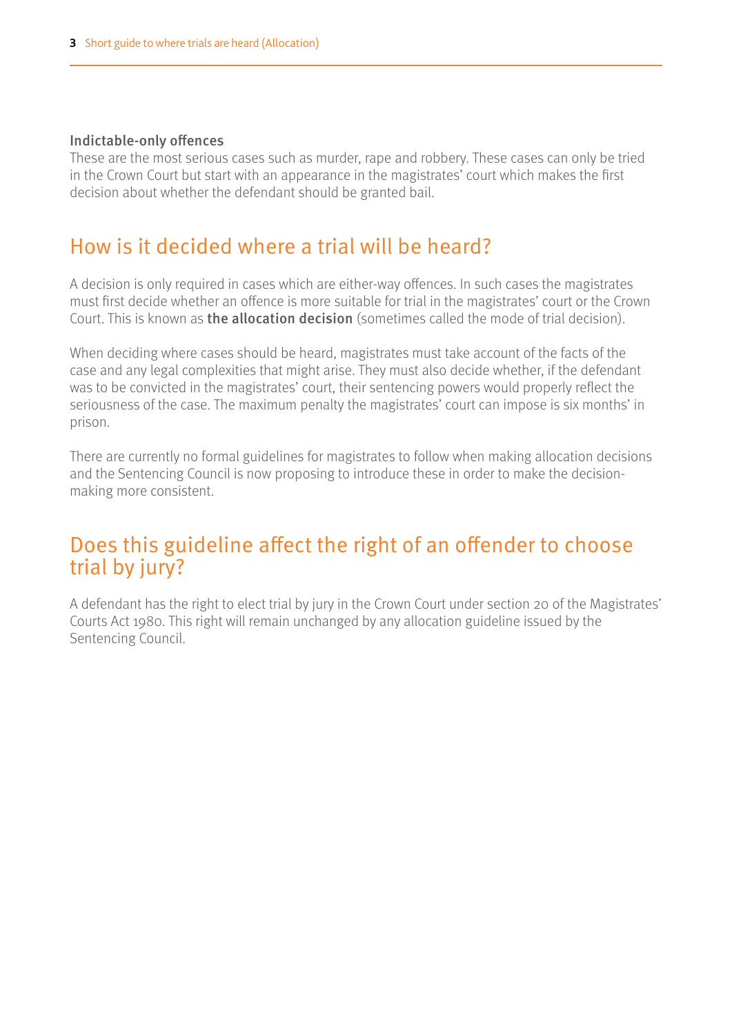### Indictable-only offences

These are the most serious cases such as murder, rape and robbery. These cases can only be tried in the Crown Court but start with an appearance in the magistrates' court which makes the first decision about whether the defendant should be granted bail.

## How is it decided where a trial will be heard?

A decision is only required in cases which are either-way offences. In such cases the magistrates must first decide whether an offence is more suitable for trial in the magistrates' court or the Crown Court. This is known as **the allocation decision** (sometimes called the mode of trial decision).

When deciding where cases should be heard, magistrates must take account of the facts of the case and any legal complexities that might arise. They must also decide whether, if the defendant was to be convicted in the magistrates' court, their sentencing powers would properly reflect the seriousness of the case. The maximum penalty the magistrates' court can impose is six months' in prison.

There are currently no formal guidelines for magistrates to follow when making allocation decisions and the Sentencing Council is now proposing to introduce these in order to make the decision-making more consistent.

## Does this guideline affect the right of an offender to choose trial by jury?

A defendant has the right to elect trial by jury in the Crown Court under section 20 of the Magistrates' Courts Act 1980. This right will remain unchanged by any allocation guideline issued by the Sentencing Council.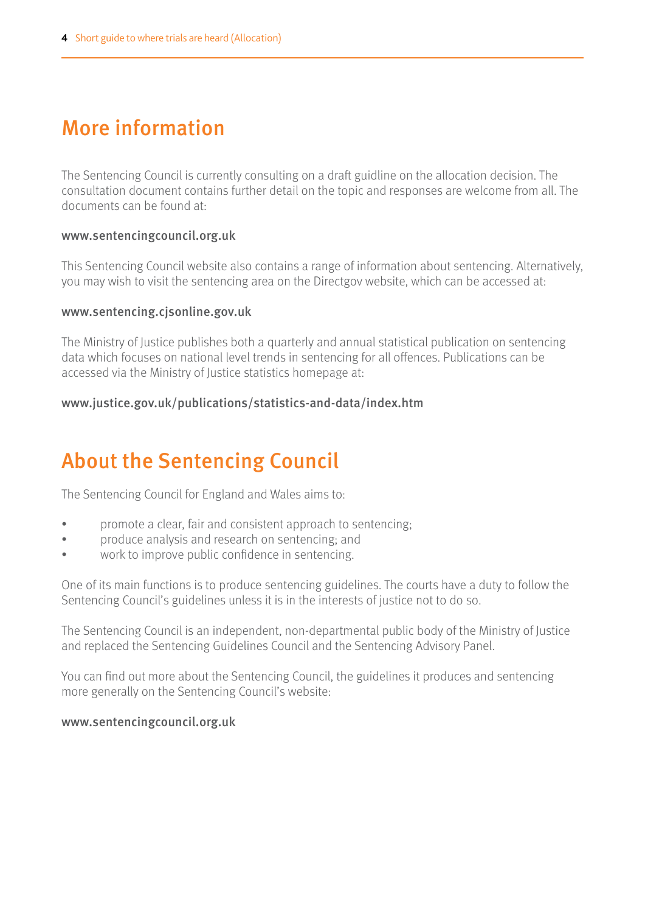## More information

The Sentencing Council is currently consulting on a draft guideline on the allocation decision. The consultation document contains further detail on the topic and responses are welcome from all. The documents can be found at:

**www.sentencingcouncil.org.uk**

This Sentencing Council website also contains a range of information about sentencing. Alternatively, you may wish to visit the sentencing area on the Directgov website, which can be accessed at:

**www.sentencing.cjsonline.gov.uk**

The Ministry of Justice publishes both a quarterly and annual statistical publication on sentencing data which focuses on national level trends in sentencing for all offences. Publications can be accessed via the Ministry of Justice statistics homepage at:

**www.justice.gov.uk/publications/statistics-and-data/index.htm**

## About the Sentencing Council

The Sentencing Council for England and Wales aims to:

- promote a clear, fair and consistent approach to sentencing;
- produce analysis and research on sentencing; and
- work to improve public confidence in sentencing.

One of its main functions is to produce sentencing guidelines. The courts have a duty to follow the Sentencing Council's guidelines unless it is in the interests of justice not to do so.

The Sentencing Council is an independent, non-departmental public body of the Ministry of Justice and replaced the Sentencing Guidelines Council and the Sentencing Advisory Panel.

You can find out more about the Sentencing Council, the guidelines it produces and sentencing more generally on the Sentencing Council's website:

**www.sentencingcouncil.org.uk**